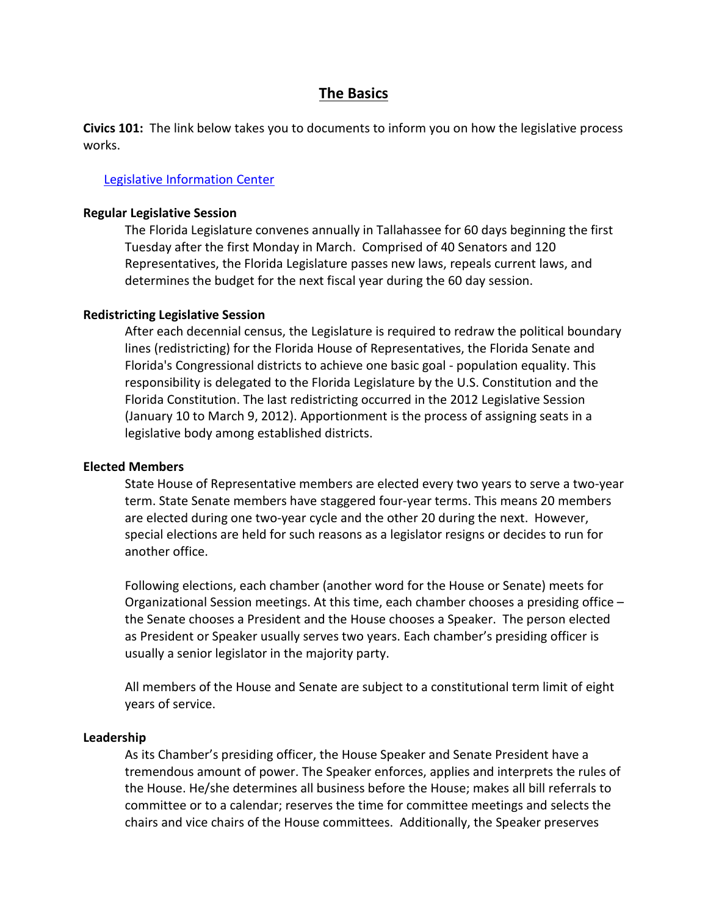# The Basics

**Civics 101:** The link below takes you to documents to inform you on how the legislative process works.

[Legislative Information Center]

**Regular Legislative Session**

The Florida Legislature convenes annually in Tallahassee for 60 days beginning the first Tuesday after the first Monday in March. Comprised of 40 Senators and 120 Representatives, the Florida Legislature passes new laws, repeals current laws, and determines the budget for the next fiscal year during the 60 day session.

**Redistricting Legislative Session**

After each decennial census, the Legislature is required to redraw the political boundary lines (redistricting) for the Florida House of Representatives, the Florida Senate and Florida's Congressional districts to achieve one basic goal - population equality. This responsibility is delegated to the Florida Legislature by the U.S. Constitution and the Florida Constitution. The last redistricting occurred in the 2012 Legislative Session (January 10 to March 9, 2012). Apportionment is the process of assigning seats in a legislative body among established districts.

**Elected Members**

State House of Representative members are elected every two years to serve a two-year term. State Senate members have staggered four-year terms. This means 20 members are elected during one two-year cycle and the other 20 during the next. However, special elections are held for such reasons as a legislator resigns or decides to run for another office.

Following elections, each chamber (another word for the House or Senate) meets for Organizational Session meetings. At this time, each chamber chooses a presiding office – the Senate chooses a President and the House chooses a Speaker. The person elected as President or Speaker usually serves two years. Each chamber's presiding officer is usually a senior legislator in the majority party.

All members of the House and Senate are subject to a constitutional term limit of eight years of service.

**Leadership**

As its Chamber's presiding officer, the House Speaker and Senate President have a tremendous amount of power. The Speaker enforces, applies and interprets the rules of the House. He/she determines all business before the House; makes all bill referrals to committee or to a calendar; reserves the time for committee meetings and selects the chairs and vice chairs of the House committees. Additionally, the Speaker preserves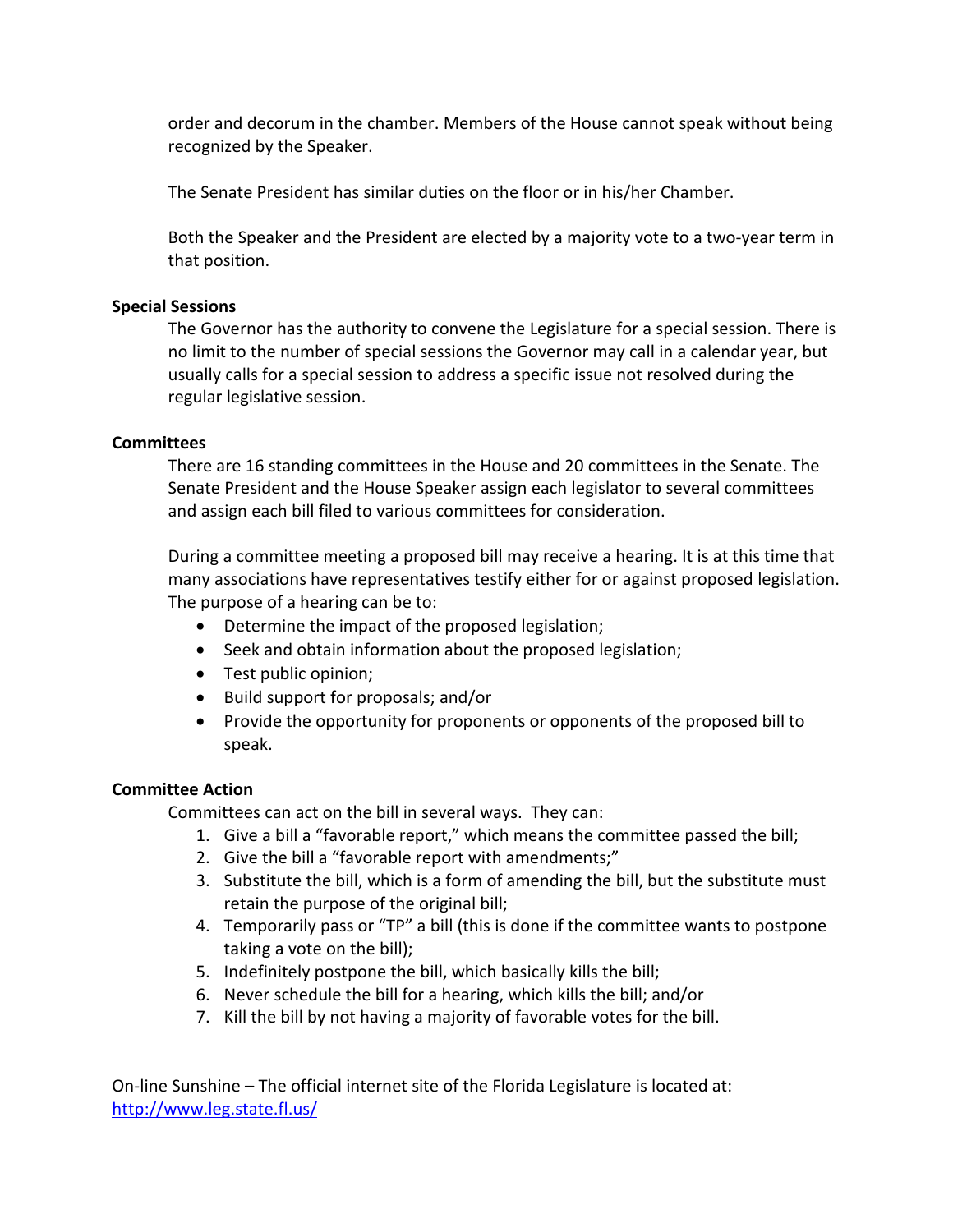order and decorum in the chamber. Members of the House cannot speak without being recognized by the Speaker.

The Senate President has similar duties on the floor or in his/her Chamber.

Both the Speaker and the President are elected by a majority vote to a two-year term in that position.

**Special Sessions**

The Governor has the authority to convene the Legislature for a special session. There is no limit to the number of special sessions the Governor may call in a calendar year, but usually calls for a special session to address a specific issue not resolved during the regular legislative session.

**Committees**

There are 16 standing committees in the House and 20 committees in the Senate. The Senate President and the House Speaker assign each legislator to several committees and assign each bill filed to various committees for consideration.

During a committee meeting a proposed bill may receive a hearing. It is at this time that many associations have representatives testify either for or against proposed legislation. The purpose of a hearing can be to:

- Determine the impact of the proposed legislation;
- Seek and obtain information about the proposed legislation;
- Test public opinion;
- Build support for proposals; and/or
- Provide the opportunity for proponents or opponents of the proposed bill to speak.

**Committee Action**

Committees can act on the bill in several ways. They can:

1. Give a bill a "favorable report," which means the committee passed the bill;
2. Give the bill a "favorable report with amendments;"
3. Substitute the bill, which is a form of amending the bill, but the substitute must retain the purpose of the original bill;
4. Temporarily pass or "TP" a bill (this is done if the committee wants to postpone taking a vote on the bill);
5. Indefinitely postpone the bill, which basically kills the bill;
6. Never schedule the bill for a hearing, which kills the bill; and/or
7. Kill the bill by not having a majority of favorable votes for the bill.

On-line Sunshine – The official internet site of the Florida Legislature is located at: http://www.leg.state.fl.us/